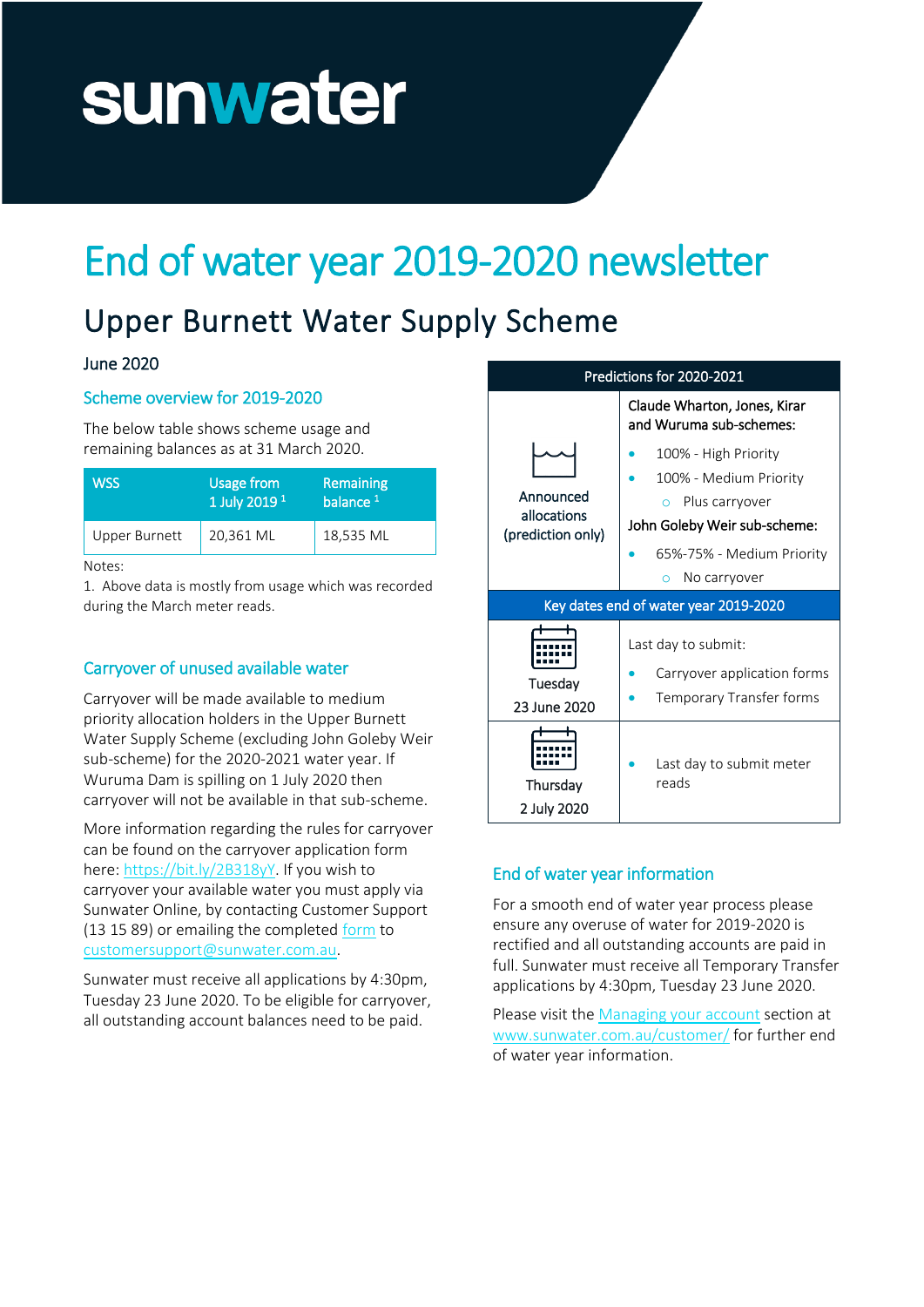sunwater

# End of water year 2019-2020 newsletter

## Upper Burnett Water Supply Scheme

June 2020

### Scheme overview for 2019-2020

The below table shows scheme usage and remaining balances as at 31 March 2020.

| WSS | Usage from 1 July 2019 [1] | Remaining balance [1] |
|---|---|---|
| Upper Burnett | 20,361 ML | 18,535 ML |

Notes:

1. Above data is mostly from usage which was recorded during the March meter reads.

### Carryover of unused available water

Carryover will be made available to medium priority allocation holders in the Upper Burnett Water Supply Scheme (excluding John Goleby Weir sub-scheme) for the 2020-2021 water year. If Wuruma Dam is spilling on 1 July 2020 then carryover will not be available in that sub-scheme.

More information regarding the rules for carryover can be found on the carryover application form here: https://bit.ly/2B318yY. If you wish to carryover your available water you must apply via Sunwater Online, by contacting Customer Support (13 15 89) or emailing the completed form to customersupport@sunwater.com.au.

Sunwater must receive all applications by 4:30pm, Tuesday 23 June 2020. To be eligible for carryover, all outstanding account balances need to be paid.

| Predictions for 2020-2021 | |
|---|---|
| Announced allocations (prediction only) | Claude Wharton, Jones, Kirar and Wuruma sub-schemes:<br>• 100% - High Priority<br>• 100% - Medium Priority<br>  ○ Plus carryover<br>John Goleby Weir sub-scheme:<br>• 65%-75% - Medium Priority<br>  ○ No carryover |
| **Key dates end of water year 2019-2020** | |
| Tuesday 23 June 2020 | Last day to submit:<br>• Carryover application forms<br>• Temporary Transfer forms |
| Thursday 2 July 2020 | • Last day to submit meter reads |

### End of water year information

For a smooth end of water year process please ensure any overuse of water for 2019-2020 is rectified and all outstanding accounts are paid in full. Sunwater must receive all Temporary Transfer applications by 4:30pm, Tuesday 23 June 2020.

Please visit the Managing your account section at www.sunwater.com.au/customer/ for further end of water year information.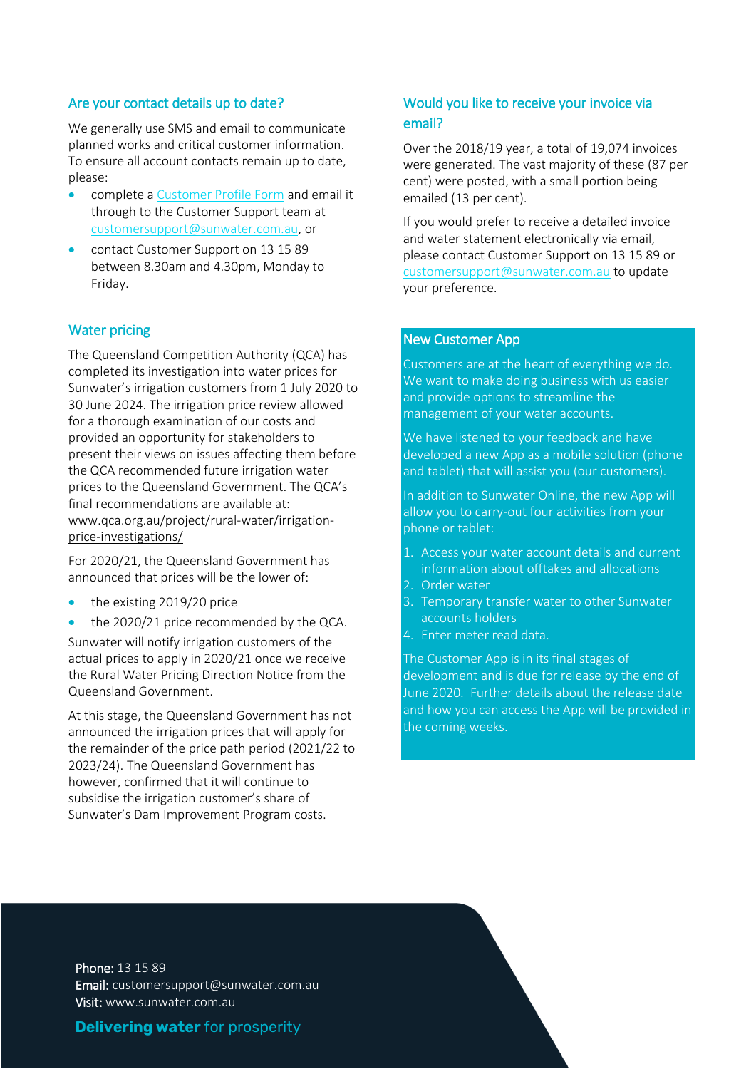## Are your contact details up to date?

We generally use SMS and email to communicate planned works and critical customer information. To ensure all account contacts remain up to date, please:

- complete a Customer Profile Form and email it through to the Customer Support team at customersupport@sunwater.com.au, or
- contact Customer Support on 13 15 89 between 8.30am and 4.30pm, Monday to Friday.

## Water pricing

The Queensland Competition Authority (QCA) has completed its investigation into water prices for Sunwater's irrigation customers from 1 July 2020 to 30 June 2024. The irrigation price review allowed for a thorough examination of our costs and provided an opportunity for stakeholders to present their views on issues affecting them before the QCA recommended future irrigation water prices to the Queensland Government. The QCA's final recommendations are available at: www.qca.org.au/project/rural-water/irrigation-price-investigations/

For 2020/21, the Queensland Government has announced that prices will be the lower of:

- the existing 2019/20 price
- the 2020/21 price recommended by the QCA.

Sunwater will notify irrigation customers of the actual prices to apply in 2020/21 once we receive the Rural Water Pricing Direction Notice from the Queensland Government.

At this stage, the Queensland Government has not announced the irrigation prices that will apply for the remainder of the price path period (2021/22 to 2023/24). The Queensland Government has however, confirmed that it will continue to subsidise the irrigation customer's share of Sunwater's Dam Improvement Program costs.

## Would you like to receive your invoice via email?

Over the 2018/19 year, a total of 19,074 invoices were generated. The vast majority of these (87 per cent) were posted, with a small portion being emailed (13 per cent).

If you would prefer to receive a detailed invoice and water statement electronically via email, please contact Customer Support on 13 15 89 or customersupport@sunwater.com.au to update your preference.

## New Customer App

Customers are at the heart of everything we do. We want to make doing business with us easier and provide options to streamline the management of your water accounts.

We have listened to your feedback and have developed a new App as a mobile solution (phone and tablet) that will assist you (our customers).

In addition to Sunwater Online, the new App will allow you to carry-out four activities from your phone or tablet:

1. Access your water account details and current information about offtakes and allocations
2. Order water
3. Temporary transfer water to other Sunwater accounts holders
4. Enter meter read data.

The Customer App is in its final stages of development and is due for release by the end of June 2020. Further details about the release date and how you can access the App will be provided in the coming weeks.

**Phone:** 13 15 89
**Email:** customersupport@sunwater.com.au
**Visit:** www.sunwater.com.au

**Delivering water** for prosperity